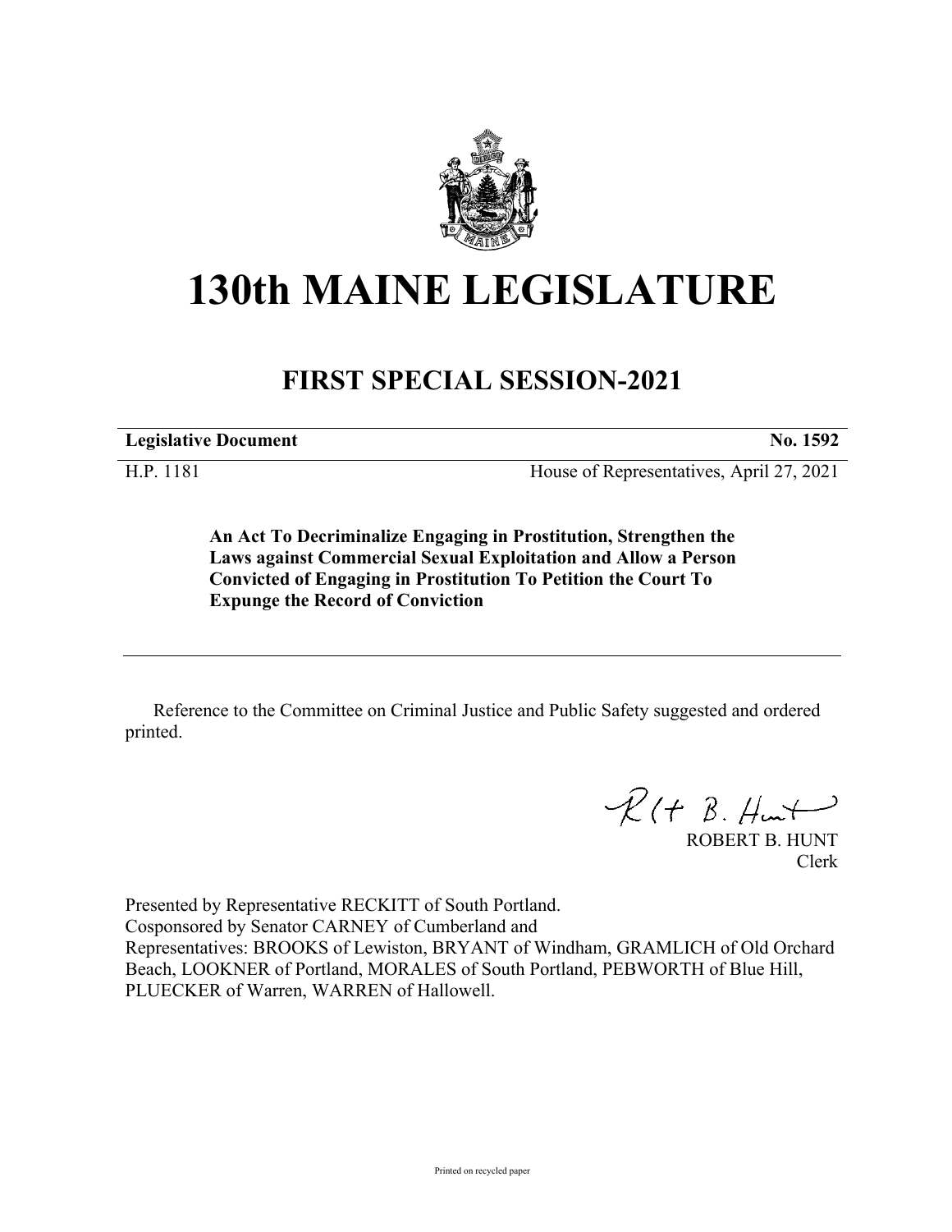# 130th MAINE LEGISLATURE

## FIRST SPECIAL SESSION-2021

**Legislative Document** **No. 1592**

H.P. 1181 House of Representatives, April 27, 2021

**An Act To Decriminalize Engaging in Prostitution, Strengthen the Laws against Commercial Sexual Exploitation and Allow a Person Convicted of Engaging in Prostitution To Petition the Court To Expunge the Record of Conviction**

Reference to the Committee on Criminal Justice and Public Safety suggested and ordered printed.

ROBERT B. HUNT
Clerk

Presented by Representative RECKITT of South Portland.
Cosponsored by Senator CARNEY of Cumberland and
Representatives: BROOKS of Lewiston, BRYANT of Windham, GRAMLICH of Old Orchard Beach, LOOKNER of Portland, MORALES of South Portland, PEBWORTH of Blue Hill, PLUECKER of Warren, WARREN of Hallowell.

Printed on recycled paper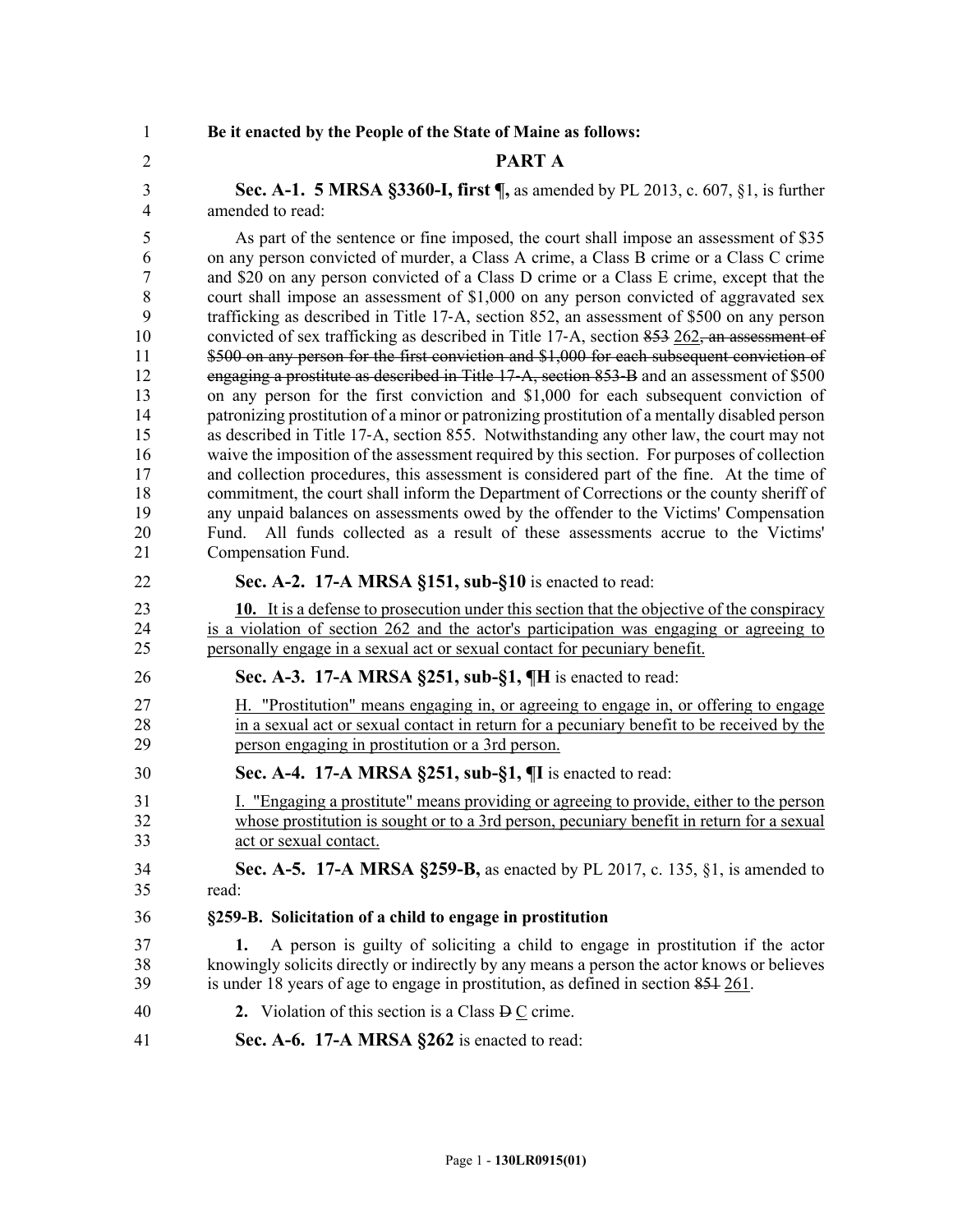**Be it enacted by the People of the State of Maine as follows:**

## PART A

**Sec. A-1. 5 MRSA §3360-I, first ¶,** as amended by PL 2013, c. 607, §1, is further amended to read:

As part of the sentence or fine imposed, the court shall impose an assessment of $35 on any person convicted of murder, a Class A crime, a Class B crime or a Class C crime and $20 on any person convicted of a Class D crime or a Class E crime, except that the court shall impose an assessment of $1,000 on any person convicted of aggravated sex trafficking as described in Title 17-A, section 852, an assessment of $500 on any person convicted of sex trafficking as described in Title 17-A, section ~~853~~ <u>262</u>~~, an assessment of $500 on any person for the first conviction and $1,000 for each subsequent conviction of engaging a prostitute as described in Title 17-A, section 853-B~~ and an assessment of $500 on any person for the first conviction and $1,000 for each subsequent conviction of patronizing prostitution of a minor or patronizing prostitution of a mentally disabled person as described in Title 17-A, section 855. Notwithstanding any other law, the court may not waive the imposition of the assessment required by this section. For purposes of collection and collection procedures, this assessment is considered part of the fine. At the time of commitment, the court shall inform the Department of Corrections or the county sheriff of any unpaid balances on assessments owed by the offender to the Victims' Compensation Fund. All funds collected as a result of these assessments accrue to the Victims' Compensation Fund.

**Sec. A-2. 17-A MRSA §151, sub-§10** is enacted to read:

<u>**10.** It is a defense to prosecution under this section that the objective of the conspiracy is a violation of section 262 and the actor's participation was engaging or agreeing to personally engage in a sexual act or sexual contact for pecuniary benefit.</u>

**Sec. A-3. 17-A MRSA §251, sub-§1, ¶H** is enacted to read:

<u>H. "Prostitution" means engaging in, or agreeing to engage in, or offering to engage in a sexual act or sexual contact in return for a pecuniary benefit to be received by the person engaging in prostitution or a 3rd person.</u>

**Sec. A-4. 17-A MRSA §251, sub-§1, ¶I** is enacted to read:

<u>I. "Engaging a prostitute" means providing or agreeing to provide, either to the person whose prostitution is sought or to a 3rd person, pecuniary benefit in return for a sexual act or sexual contact.</u>

**Sec. A-5. 17-A MRSA §259-B,** as enacted by PL 2017, c. 135, §1, is amended to read:

**§259-B. Solicitation of a child to engage in prostitution**

**1.** A person is guilty of soliciting a child to engage in prostitution if the actor knowingly solicits directly or indirectly by any means a person the actor knows or believes is under 18 years of age to engage in prostitution, as defined in section ~~851~~ <u>261</u>.

**2.** Violation of this section is a Class ~~D~~ <u>C</u> crime.

**Sec. A-6. 17-A MRSA §262** is enacted to read: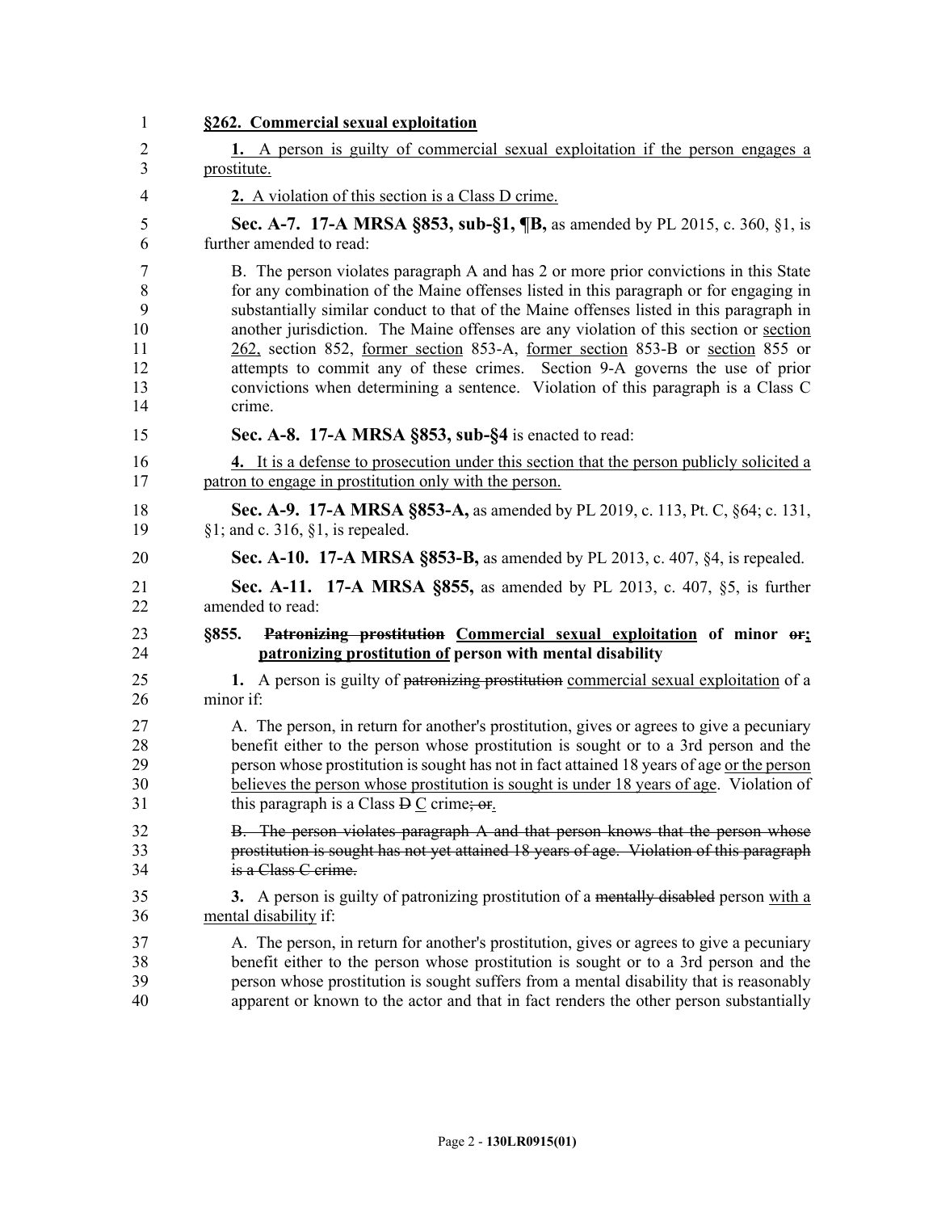**§262. Commercial sexual exploitation**

**1.** A person is guilty of commercial sexual exploitation if the person engages a prostitute.

**2.** A violation of this section is a Class D crime.

**Sec. A-7. 17-A MRSA §853, sub-§1, ¶B,** as amended by PL 2015, c. 360, §1, is further amended to read:

B. The person violates paragraph A and has 2 or more prior convictions in this State for any combination of the Maine offenses listed in this paragraph or for engaging in substantially similar conduct to that of the Maine offenses listed in this paragraph in another jurisdiction. The Maine offenses are any violation of this section or section 262, section 852, former section 853-A, former section 853-B or section 855 or attempts to commit any of these crimes. Section 9-A governs the use of prior convictions when determining a sentence. Violation of this paragraph is a Class C crime.

**Sec. A-8. 17-A MRSA §853, sub-§4** is enacted to read:

**4.** It is a defense to prosecution under this section that the person publicly solicited a patron to engage in prostitution only with the person.

**Sec. A-9. 17-A MRSA §853-A,** as amended by PL 2019, c. 113, Pt. C, §64; c. 131, §1; and c. 316, §1, is repealed.

**Sec. A-10. 17-A MRSA §853-B,** as amended by PL 2013, c. 407, §4, is repealed.

**Sec. A-11. 17-A MRSA §855,** as amended by PL 2013, c. 407, §5, is further amended to read:

**§855. ~~Patronizing prostitution~~ Commercial sexual exploitation of minor ~~or~~; patronizing prostitution of person with mental disability**

**1.** A person is guilty of ~~patronizing prostitution~~ commercial sexual exploitation of a minor if:

A. The person, in return for another's prostitution, gives or agrees to give a pecuniary benefit either to the person whose prostitution is sought or to a 3rd person and the person whose prostitution is sought has not in fact attained 18 years of age or the person believes the person whose prostitution is sought is under 18 years of age. Violation of this paragraph is a Class ~~D~~ C crime~~; or~~.

~~B. The person violates paragraph A and that person knows that the person whose prostitution is sought has not yet attained 18 years of age. Violation of this paragraph is a Class C crime.~~

**3.** A person is guilty of patronizing prostitution of a ~~mentally disabled~~ person with a mental disability if:

A. The person, in return for another's prostitution, gives or agrees to give a pecuniary benefit either to the person whose prostitution is sought or to a 3rd person and the person whose prostitution is sought suffers from a mental disability that is reasonably apparent or known to the actor and that in fact renders the other person substantially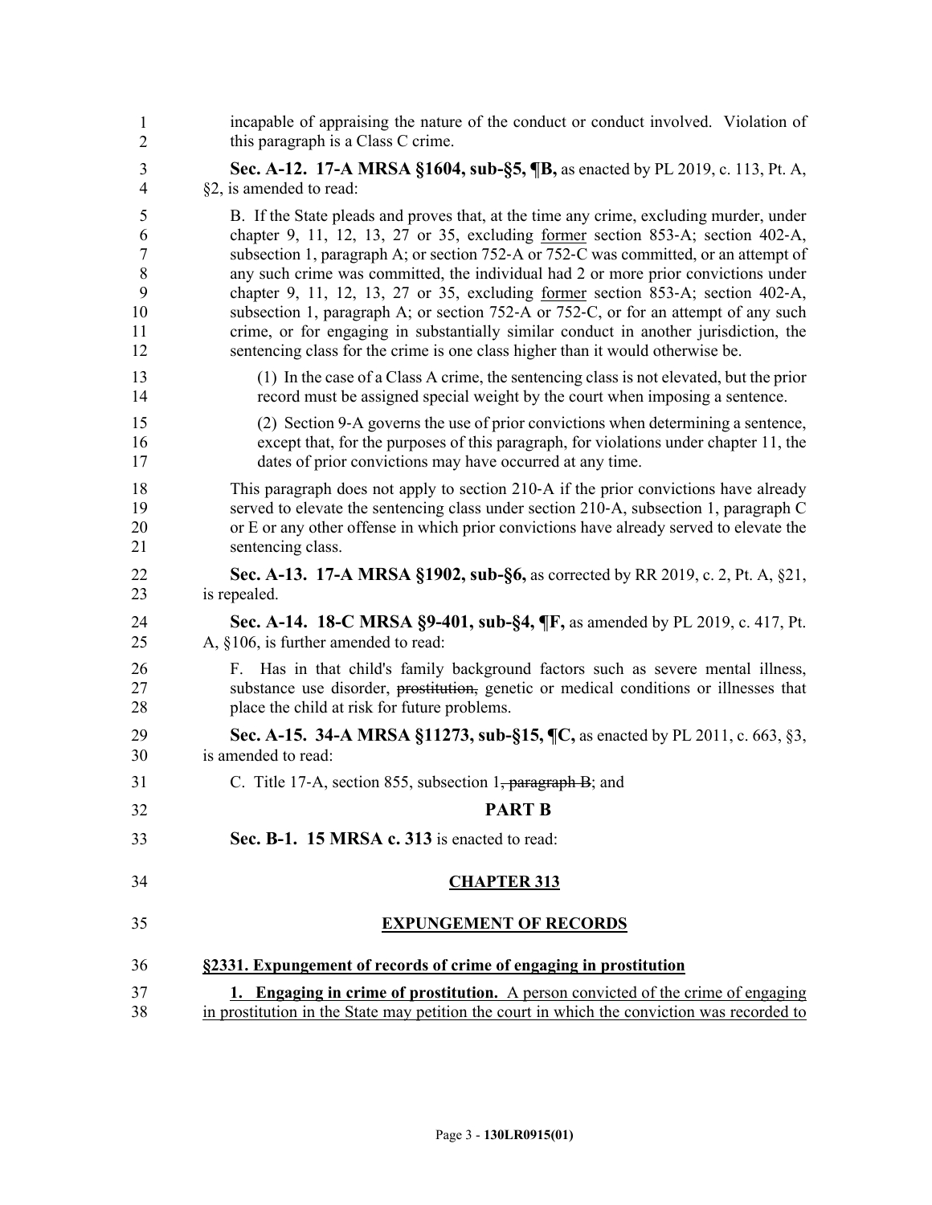incapable of appraising the nature of the conduct or conduct involved. Violation of this paragraph is a Class C crime.

**Sec. A-12. 17-A MRSA §1604, sub-§5, ¶B,** as enacted by PL 2019, c. 113, Pt. A, §2, is amended to read:

B. If the State pleads and proves that, at the time any crime, excluding murder, under chapter 9, 11, 12, 13, 27 or 35, excluding former section 853-A; section 402-A, subsection 1, paragraph A; or section 752-A or 752-C was committed, or an attempt of any such crime was committed, the individual had 2 or more prior convictions under chapter 9, 11, 12, 13, 27 or 35, excluding former section 853-A; section 402-A, subsection 1, paragraph A; or section 752-A or 752-C, or for an attempt of any such crime, or for engaging in substantially similar conduct in another jurisdiction, the sentencing class for the crime is one class higher than it would otherwise be.

(1) In the case of a Class A crime, the sentencing class is not elevated, but the prior record must be assigned special weight by the court when imposing a sentence.

(2) Section 9-A governs the use of prior convictions when determining a sentence, except that, for the purposes of this paragraph, for violations under chapter 11, the dates of prior convictions may have occurred at any time.

This paragraph does not apply to section 210-A if the prior convictions have already served to elevate the sentencing class under section 210-A, subsection 1, paragraph C or E or any other offense in which prior convictions have already served to elevate the sentencing class.

**Sec. A-13. 17-A MRSA §1902, sub-§6,** as corrected by RR 2019, c. 2, Pt. A, §21, is repealed.

**Sec. A-14. 18-C MRSA §9-401, sub-§4, ¶F,** as amended by PL 2019, c. 417, Pt. A, §106, is further amended to read:

F. Has in that child's family background factors such as severe mental illness, substance use disorder, ~~prostitution,~~ genetic or medical conditions or illnesses that place the child at risk for future problems.

**Sec. A-15. 34-A MRSA §11273, sub-§15, ¶C,** as enacted by PL 2011, c. 663, §3, is amended to read:

C. Title 17-A, section 855, subsection 1~~, paragraph B~~; and

## PART B

**Sec. B-1. 15 MRSA c. 313** is enacted to read:

## CHAPTER 313

## EXPUNGEMENT OF RECORDS

**§2331. Expungement of records of crime of engaging in prostitution**

**1. Engaging in crime of prostitution.** A person convicted of the crime of engaging in prostitution in the State may petition the court in which the conviction was recorded to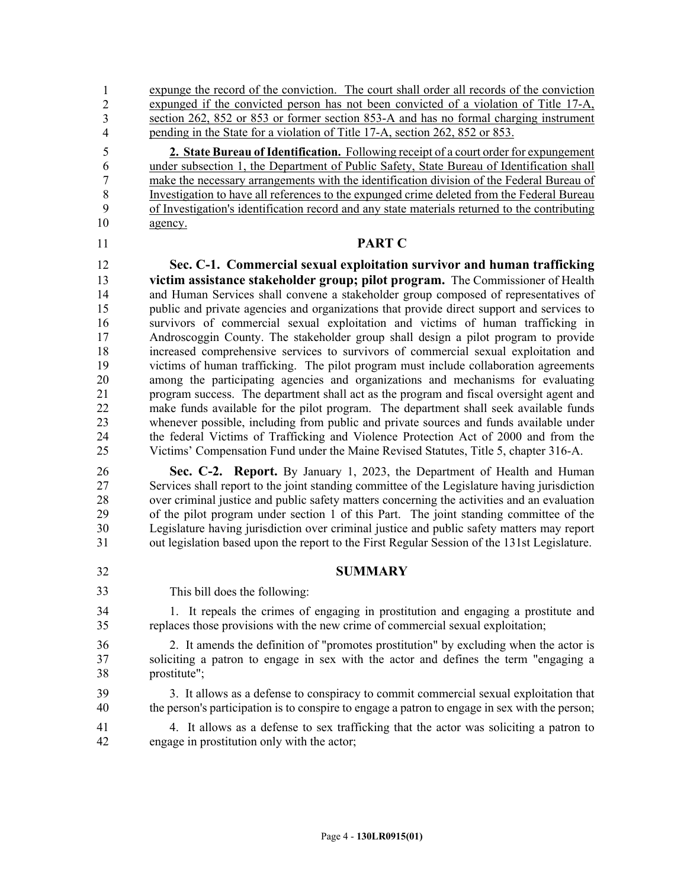expunge the record of the conviction. The court shall order all records of the conviction expunged if the convicted person has not been convicted of a violation of Title 17-A, section 262, 852 or 853 or former section 853-A and has no formal charging instrument pending in the State for a violation of Title 17-A, section 262, 852 or 853.

**2. State Bureau of Identification.** Following receipt of a court order for expungement under subsection 1, the Department of Public Safety, State Bureau of Identification shall make the necessary arrangements with the identification division of the Federal Bureau of Investigation to have all references to the expunged crime deleted from the Federal Bureau of Investigation's identification record and any state materials returned to the contributing agency.

## PART C

**Sec. C-1. Commercial sexual exploitation survivor and human trafficking victim assistance stakeholder group; pilot program.** The Commissioner of Health and Human Services shall convene a stakeholder group composed of representatives of public and private agencies and organizations that provide direct support and services to survivors of commercial sexual exploitation and victims of human trafficking in Androscoggin County. The stakeholder group shall design a pilot program to provide increased comprehensive services to survivors of commercial sexual exploitation and victims of human trafficking. The pilot program must include collaboration agreements among the participating agencies and organizations and mechanisms for evaluating program success. The department shall act as the program and fiscal oversight agent and make funds available for the pilot program. The department shall seek available funds whenever possible, including from public and private sources and funds available under the federal Victims of Trafficking and Violence Protection Act of 2000 and from the Victims' Compensation Fund under the Maine Revised Statutes, Title 5, chapter 316-A.

**Sec. C-2. Report.** By January 1, 2023, the Department of Health and Human Services shall report to the joint standing committee of the Legislature having jurisdiction over criminal justice and public safety matters concerning the activities and an evaluation of the pilot program under section 1 of this Part. The joint standing committee of the Legislature having jurisdiction over criminal justice and public safety matters may report out legislation based upon the report to the First Regular Session of the 131st Legislature.

## SUMMARY

This bill does the following:

1. It repeals the crimes of engaging in prostitution and engaging a prostitute and replaces those provisions with the new crime of commercial sexual exploitation;

2. It amends the definition of "promotes prostitution" by excluding when the actor is soliciting a patron to engage in sex with the actor and defines the term "engaging a prostitute";

3. It allows as a defense to conspiracy to commit commercial sexual exploitation that the person's participation is to conspire to engage a patron to engage in sex with the person;

4. It allows as a defense to sex trafficking that the actor was soliciting a patron to engage in prostitution only with the actor;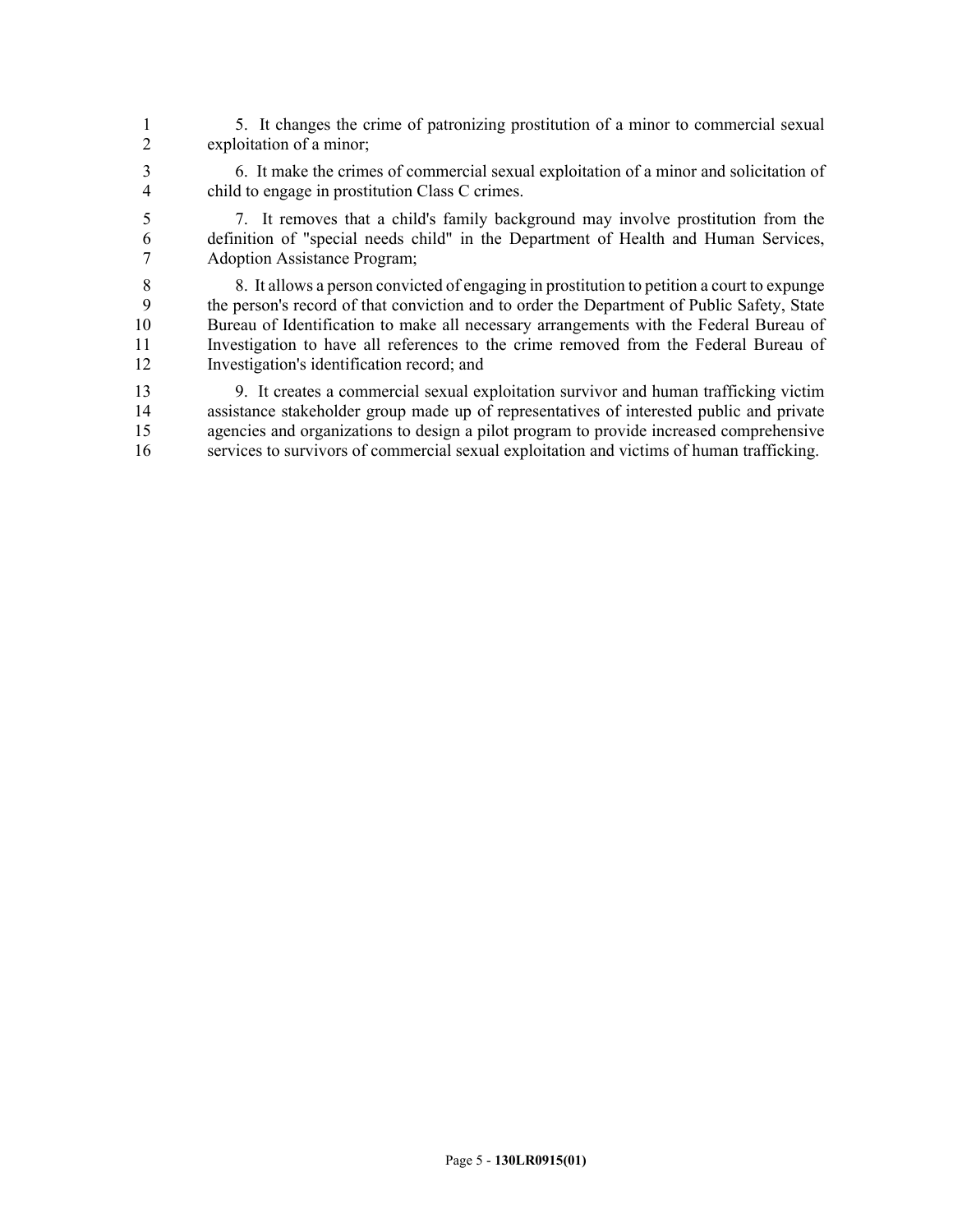5. It changes the crime of patronizing prostitution of a minor to commercial sexual exploitation of a minor;

6. It make the crimes of commercial sexual exploitation of a minor and solicitation of child to engage in prostitution Class C crimes.

7. It removes that a child's family background may involve prostitution from the definition of "special needs child" in the Department of Health and Human Services, Adoption Assistance Program;

8. It allows a person convicted of engaging in prostitution to petition a court to expunge the person's record of that conviction and to order the Department of Public Safety, State Bureau of Identification to make all necessary arrangements with the Federal Bureau of Investigation to have all references to the crime removed from the Federal Bureau of Investigation's identification record; and

9. It creates a commercial sexual exploitation survivor and human trafficking victim assistance stakeholder group made up of representatives of interested public and private agencies and organizations to design a pilot program to provide increased comprehensive services to survivors of commercial sexual exploitation and victims of human trafficking.